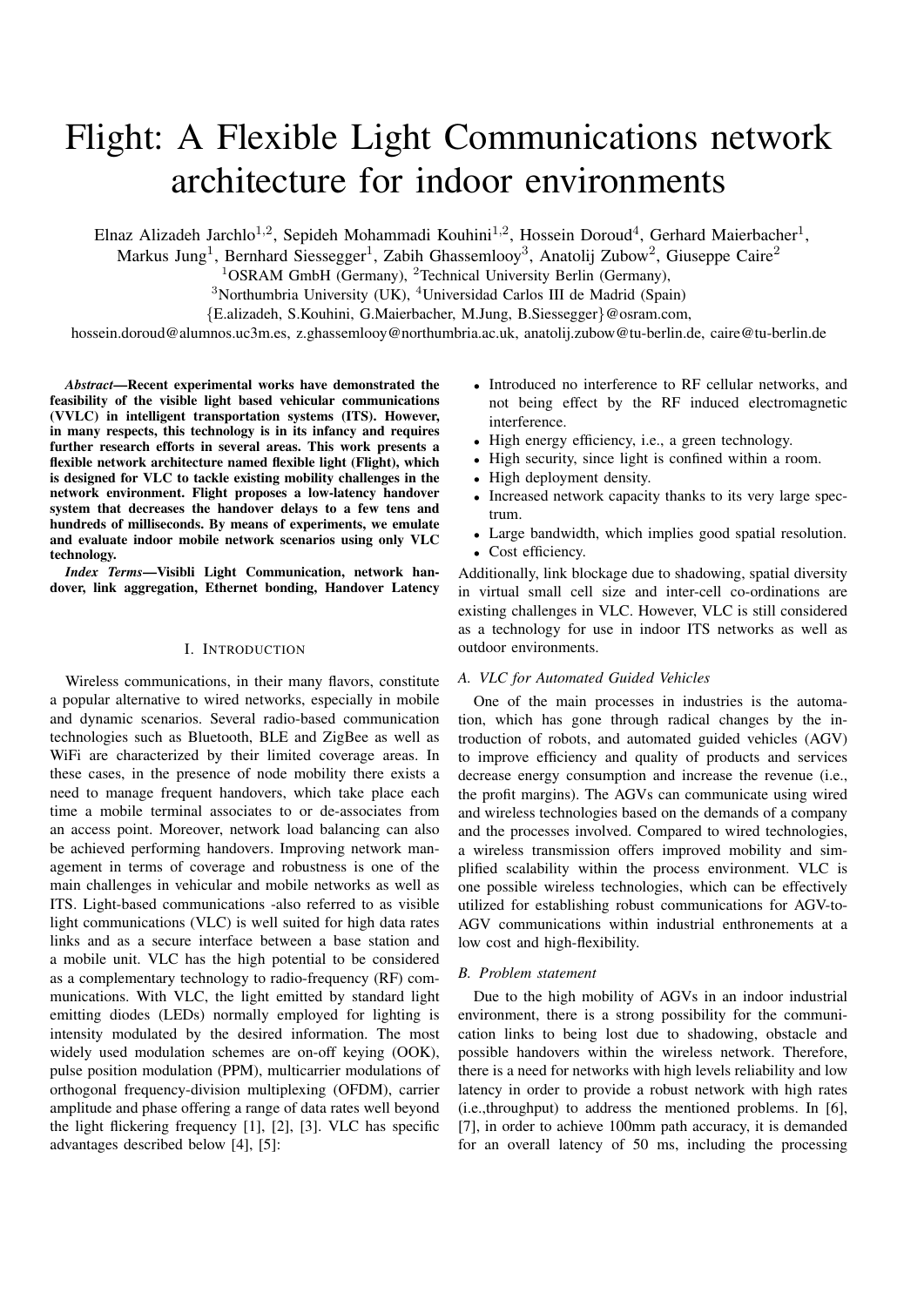# Flight: A Flexible Light Communications network architecture for indoor environments

Elnaz Alizadeh Jarchlo[1,2], Sepideh Mohammadi Kouhini[1,2], Hossein Doroud[4], Gerhard Maierbacher[1], Markus Jung[1], Bernhard Siessegger[1], Zabih Ghassemlooy[3], Anatolij Zubow[2], Giuseppe Caire[2]

[1]OSRAM GmbH (Germany), [2]Technical University Berlin (Germany),
[3]Northumbria University (UK), [4]Universidad Carlos III de Madrid (Spain)

{E.alizadeh, S.Kouhini, G.Maierbacher, M.Jung, B.Siessegger}@osram.com,
hossein.doroud@alumnos.uc3m.es, z.ghassemlooy@northumbria.ac.uk, anatolij.zubow@tu-berlin.de, caire@tu-berlin.de

***Abstract*—Recent experimental works have demonstrated the feasibility of the visible light based vehicular communications (VVLC) in intelligent transportation systems (ITS). However, in many respects, this technology is in its infancy and requires further research efforts in several areas. This work presents a flexible network architecture named flexible light (Flight), which is designed for VLC to tackle existing mobility challenges in the network environment. Flight proposes a low-latency handover system that decreases the handover delays to a few tens and hundreds of milliseconds. By means of experiments, we emulate and evaluate indoor mobile network scenarios using only VLC technology.**

***Index Terms*—Visibli Light Communication, network handover, link aggregation, Ethernet bonding, Handover Latency**

## I. Introduction

Wireless communications, in their many flavors, constitute a popular alternative to wired networks, especially in mobile and dynamic scenarios. Several radio-based communication technologies such as Bluetooth, BLE and ZigBee as well as WiFi are characterized by their limited coverage areas. In these cases, in the presence of node mobility there exists a need to manage frequent handovers, which take place each time a mobile terminal associates to or de-associates from an access point. Moreover, network load balancing can also be achieved performing handovers. Improving network management in terms of coverage and robustness is one of the main challenges in vehicular and mobile networks as well as ITS. Light-based communications -also referred to as visible light communications (VLC) is well suited for high data rates links and as a secure interface between a base station and a mobile unit. VLC has the high potential to be considered as a complementary technology to radio-frequency (RF) communications. With VLC, the light emitted by standard light emitting diodes (LEDs) normally employed for lighting is intensity modulated by the desired information. The most widely used modulation schemes are on-off keying (OOK), pulse position modulation (PPM), multicarrier modulations of orthogonal frequency-division multiplexing (OFDM), carrier amplitude and phase offering a range of data rates well beyond the light flickering frequency [1], [2], [3]. VLC has specific advantages described below [4], [5]:

- Introduced no interference to RF cellular networks, and not being effect by the RF induced electromagnetic interference.
- High energy efficiency, i.e., a green technology.
- High security, since light is confined within a room.
- High deployment density.
- Increased network capacity thanks to its very large spectrum.
- Large bandwidth, which implies good spatial resolution.
- Cost efficiency.

Additionally, link blockage due to shadowing, spatial diversity in virtual small cell size and inter-cell co-ordinations are existing challenges in VLC. However, VLC is still considered as a technology for use in indoor ITS networks as well as outdoor environments.

### A. VLC for Automated Guided Vehicles

One of the main processes in industries is the automation, which has gone through radical changes by the introduction of robots, and automated guided vehicles (AGV) to improve efficiency and quality of products and services decrease energy consumption and increase the revenue (i.e., the profit margins). The AGVs can communicate using wired and wireless technologies based on the demands of a company and the processes involved. Compared to wired technologies, a wireless transmission offers improved mobility and simplified scalability within the process environment. VLC is one possible wireless technologies, which can be effectively utilized for establishing robust communications for AGV-to-AGV communications within industrial enthronements at a low cost and high-flexibility.

### B. Problem statement

Due to the high mobility of AGVs in an indoor industrial environment, there is a strong possibility for the communication links to being lost due to shadowing, obstacle and possible handovers within the wireless network. Therefore, there is a need for networks with high levels reliability and low latency in order to provide a robust network with high rates (i.e.,throughput) to address the mentioned problems. In [6], [7], in order to achieve 100mm path accuracy, it is demanded for an overall latency of 50 ms, including the processing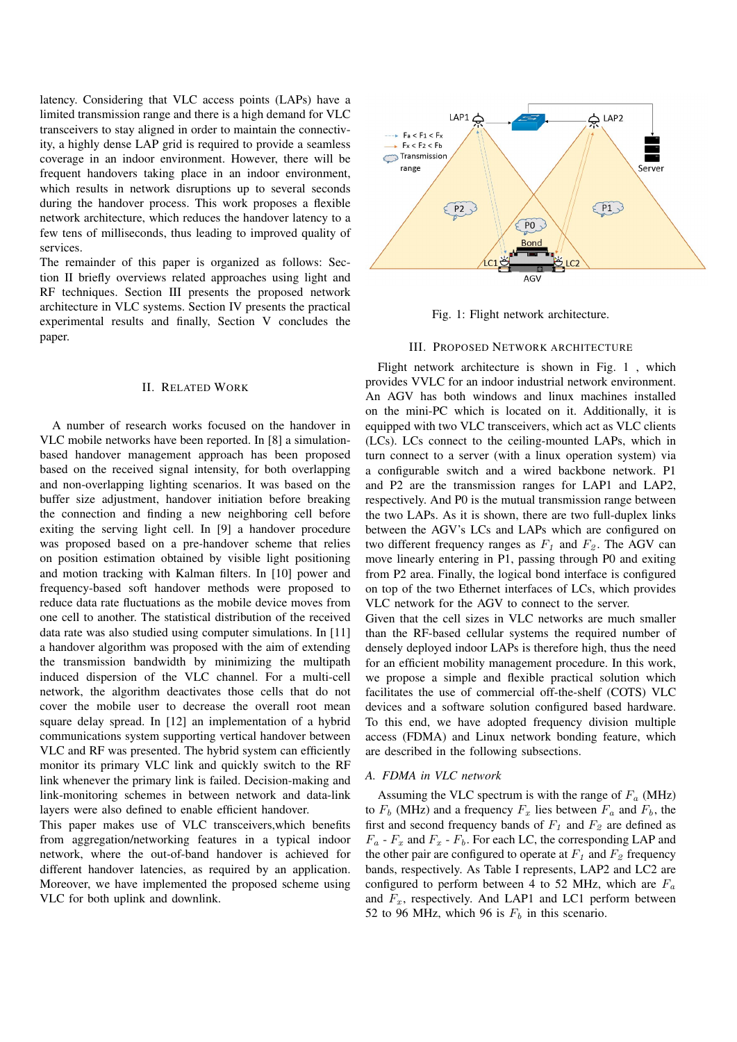latency. Considering that VLC access points (LAPs) have a limited transmission range and there is a high demand for VLC transceivers to stay aligned in order to maintain the connectivity, a highly dense LAP grid is required to provide a seamless coverage in an indoor environment. However, there will be frequent handovers taking place in an indoor environment, which results in network disruptions up to several seconds during the handover process. This work proposes a flexible network architecture, which reduces the handover latency to a few tens of milliseconds, thus leading to improved quality of services.

The remainder of this paper is organized as follows: Section II briefly overviews related approaches using light and RF techniques. Section III presents the proposed network architecture in VLC systems. Section IV presents the practical experimental results and finally, Section V concludes the paper.

## II. Related Work

A number of research works focused on the handover in VLC mobile networks have been reported. In [8] a simulation-based handover management approach has been proposed based on the received signal intensity, for both overlapping and non-overlapping lighting scenarios. It was based on the buffer size adjustment, handover initiation before breaking the connection and finding a new neighboring cell before exiting the serving light cell. In [9] a handover procedure was proposed based on a pre-handover scheme that relies on position estimation obtained by visible light positioning and motion tracking with Kalman filters. In [10] power and frequency-based soft handover methods were proposed to reduce data rate fluctuations as the mobile device moves from one cell to another. The statistical distribution of the received data rate was also studied using computer simulations. In [11] a handover algorithm was proposed with the aim of extending the transmission bandwidth by minimizing the multipath induced dispersion of the VLC channel. For a multi-cell network, the algorithm deactivates those cells that do not cover the mobile user to decrease the overall root mean square delay spread. In [12] an implementation of a hybrid communications system supporting vertical handover between VLC and RF was presented. The hybrid system can efficiently monitor its primary VLC link and quickly switch to the RF link whenever the primary link is failed. Decision-making and link-monitoring schemes in between network and data-link layers were also defined to enable efficient handover.

This paper makes use of VLC transceivers,which benefits from aggregation/networking features in a typical indoor network, where the out-of-band handover is achieved for different handover latencies, as required by an application. Moreover, we have implemented the proposed scheme using VLC for both uplink and downlink.

Fig. 1: Flight network architecture.

## III. Proposed Network Architecture

Flight network architecture is shown in Fig. 1 , which provides VVLC for an indoor industrial network environment. An AGV has both windows and linux machines installed on the mini-PC which is located on it. Additionally, it is equipped with two VLC transceivers, which act as VLC clients (LCs). LCs connect to the ceiling-mounted LAPs, which in turn connect to a server (with a linux operation system) via a configurable switch and a wired backbone network. P1 and P2 are the transmission ranges for LAP1 and LAP2, respectively. And P0 is the mutual transmission range between the two LAPs. As it is shown, there are two full-duplex links between the AGV's LCs and LAPs which are configured on two different frequency ranges as $F_1$ and $F_2$. The AGV can move linearly entering in P1, passing through P0 and exiting from P2 area. Finally, the logical bond interface is configured on top of the two Ethernet interfaces of LCs, which provides VLC network for the AGV to connect to the server.

Given that the cell sizes in VLC networks are much smaller than the RF-based cellular systems the required number of densely deployed indoor LAPs is therefore high, thus the need for an efficient mobility management procedure. In this work, we propose a simple and flexible practical solution which facilitates the use of commercial off-the-shelf (COTS) VLC devices and a software solution configured based hardware. To this end, we have adopted frequency division multiple access (FDMA) and Linux network bonding feature, which are described in the following subsections.

### A. FDMA in VLC network

Assuming the VLC spectrum is with the range of $F_a$ (MHz) to $F_b$ (MHz) and a frequency $F_x$ lies between $F_a$ and $F_b$, the first and second frequency bands of $F_1$ and $F_2$ are defined as $F_a$ - $F_x$ and $F_x$ - $F_b$. For each LC, the corresponding LAP and the other pair are configured to operate at $F_1$ and $F_2$ frequency bands, respectively. As Table I represents, LAP2 and LC2 are configured to perform between 4 to 52 MHz, which are $F_a$ and $F_x$, respectively. And LAP1 and LC1 perform between 52 to 96 MHz, which 96 is $F_b$ in this scenario.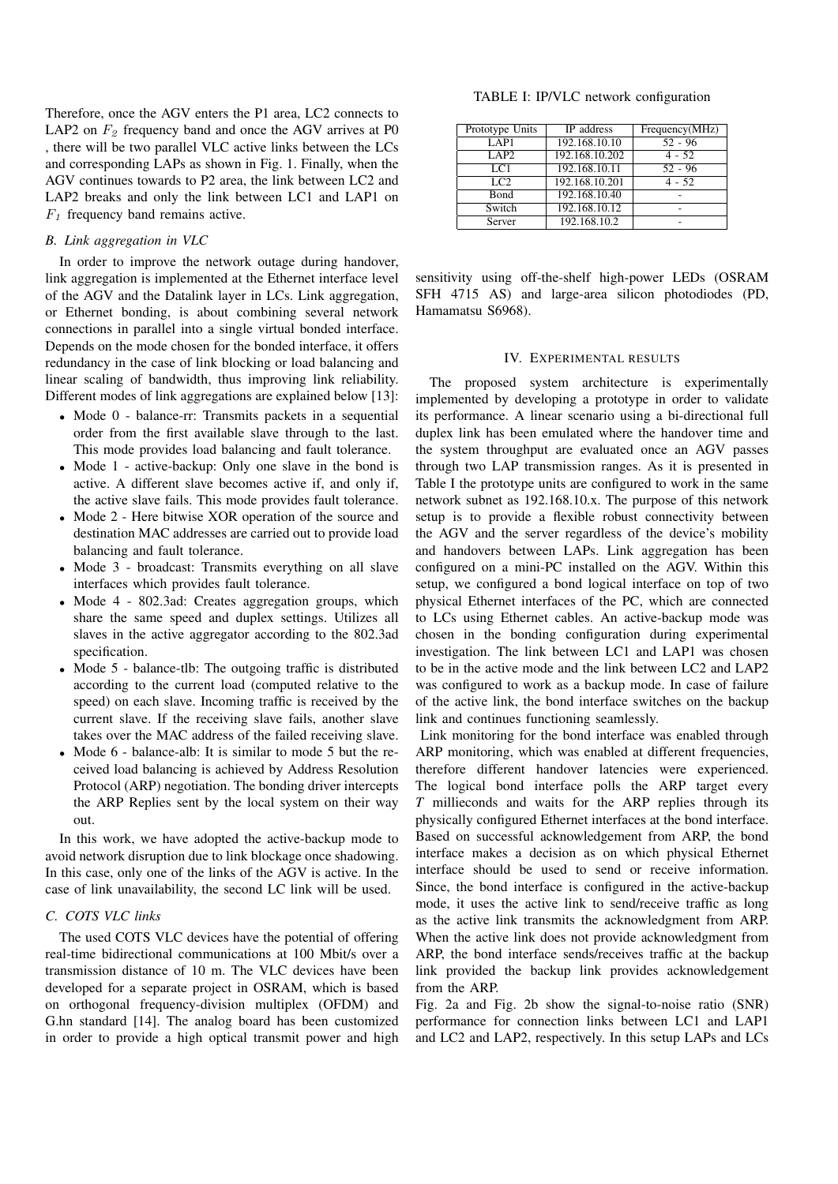Therefore, once the AGV enters the P1 area, LC2 connects to LAP2 on $F_2$ frequency band and once the AGV arrives at P0 , there will be two parallel VLC active links between the LCs and corresponding LAPs as shown in Fig. 1. Finally, when the AGV continues towards to P2 area, the link between LC2 and LAP2 breaks and only the link between LC1 and LAP1 on $F_1$ frequency band remains active.

### B. Link aggregation in VLC

In order to improve the network outage during handover, link aggregation is implemented at the Ethernet interface level of the AGV and the Datalink layer in LCs. Link aggregation, or Ethernet bonding, is about combining several network connections in parallel into a single virtual bonded interface. Depends on the mode chosen for the bonded interface, it offers redundancy in the case of link blocking or load balancing and linear scaling of bandwidth, thus improving link reliability. Different modes of link aggregations are explained below [13]:

- Mode 0 - balance-rr: Transmits packets in a sequential order from the first available slave through to the last. This mode provides load balancing and fault tolerance.
- Mode 1 - active-backup: Only one slave in the bond is active. A different slave becomes active if, and only if, the active slave fails. This mode provides fault tolerance.
- Mode 2 - Here bitwise XOR operation of the source and destination MAC addresses are carried out to provide load balancing and fault tolerance.
- Mode 3 - broadcast: Transmits everything on all slave interfaces which provides fault tolerance.
- Mode 4 - 802.3ad: Creates aggregation groups, which share the same speed and duplex settings. Utilizes all slaves in the active aggregator according to the 802.3ad specification.
- Mode 5 - balance-tlb: The outgoing traffic is distributed according to the current load (computed relative to the speed) on each slave. Incoming traffic is received by the current slave. If the receiving slave fails, another slave takes over the MAC address of the failed receiving slave.
- Mode 6 - balance-alb: It is similar to mode 5 but the received load balancing is achieved by Address Resolution Protocol (ARP) negotiation. The bonding driver intercepts the ARP Replies sent by the local system on their way out.

In this work, we have adopted the active-backup mode to avoid network disruption due to link blockage once shadowing. In this case, only one of the links of the AGV is active. In the case of link unavailability, the second LC link will be used.

### C. COTS VLC links

The used COTS VLC devices have the potential of offering real-time bidirectional communications at 100 Mbit/s over a transmission distance of 10 m. The VLC devices have been developed for a separate project in OSRAM, which is based on orthogonal frequency-division multiplex (OFDM) and G.hn standard [14]. The analog board has been customized in order to provide a high optical transmit power and high sensitivity using off-the-shelf high-power LEDs (OSRAM SFH 4715 AS) and large-area silicon photodiodes (PD, Hamamatsu S6968).

TABLE I: IP/VLC network configuration

| Prototype Units | IP address | Frequency(MHz) |
|---|---|---|
| LAP1 | 192.168.10.10 | 52 - 96 |
| LAP2 | 192.168.10.202 | 4 - 52 |
| LC1 | 192.168.10.11 | 52 - 96 |
| LC2 | 192.168.10.201 | 4 - 52 |
| Bond | 192.168.10.40 | - |
| Switch | 192.168.10.12 | - |
| Server | 192.168.10.2 | - |

## IV. Experimental results

The proposed system architecture is experimentally implemented by developing a prototype in order to validate its performance. A linear scenario using a bi-directional full duplex link has been emulated where the handover time and the system throughput are evaluated once an AGV passes through two LAP transmission ranges. As it is presented in Table I the prototype units are configured to work in the same network subnet as 192.168.10.x. The purpose of this network setup is to provide a flexible robust connectivity between the AGV and the server regardless of the device's mobility and handovers between LAPs. Link aggregation has been configured on a mini-PC installed on the AGV. Within this setup, we configured a bond logical interface on top of two physical Ethernet interfaces of the PC, which are connected to LCs using Ethernet cables. An active-backup mode was chosen in the bonding configuration during experimental investigation. The link between LC1 and LAP1 was chosen to be in the active mode and the link between LC2 and LAP2 was configured to work as a backup mode. In case of failure of the active link, the bond interface switches on the backup link and continues functioning seamlessly.

Link monitoring for the bond interface was enabled through ARP monitoring, which was enabled at different frequencies, therefore different handover latencies were experienced. The logical bond interface polls the ARP target every $T$ millieconds and waits for the ARP replies through its physically configured Ethernet interfaces at the bond interface. Based on successful acknowledgement from ARP, the bond interface makes a decision as on which physical Ethernet interface should be used to send or receive information. Since, the bond interface is configured in the active-backup mode, it uses the active link to send/receive traffic as long as the active link transmits the acknowledgment from ARP. When the active link does not provide acknowledgment from ARP, the bond interface sends/receives traffic at the backup link provided the backup link provides acknowledgement from the ARP.

Fig. 2a and Fig. 2b show the signal-to-noise ratio (SNR) performance for connection links between LC1 and LAP1 and LC2 and LAP2, respectively. In this setup LAPs and LCs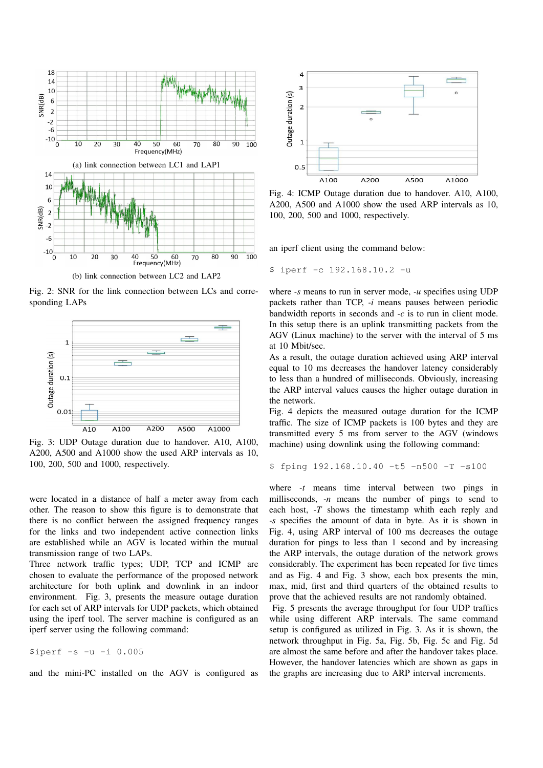(a) link connection between LC1 and LAP1

(b) link connection between LC2 and LAP2

Fig. 2: SNR for the link connection between LCs and corresponding LAPs

Fig. 3: UDP Outage duration due to handover. A10, A100, A200, A500 and A1000 show the used ARP intervals as 10, 100, 200, 500 and 1000, respectively.

were located in a distance of half a meter away from each other. The reason to show this figure is to demonstrate that there is no conflict between the assigned frequency ranges for the links and two independent active connection links are established while an AGV is located within the mutual transmission range of two LAPs.

Three network traffic types; UDP, TCP and ICMP are chosen to evaluate the performance of the proposed network architecture for both uplink and downlink in an indoor environment. Fig. 3, presents the measure outage duration for each set of ARP intervals for UDP packets, which obtained using the iperf tool. The server machine is configured as an iperf server using the following command:

```
$iperf -s -u -i 0.005
```

and the mini-PC installed on the AGV is configured as an iperf client using the command below:

```
$ iperf -c 192.168.10.2 -u
```

where *-s* means to run in server mode, *-u* specifies using UDP packets rather than TCP, *-i* means pauses between periodic bandwidth reports in seconds and *-c* is to run in client mode. In this setup there is an uplink transmitting packets from the AGV (Linux machine) to the server with the interval of 5 ms at 10 Mbit/sec.

As a result, the outage duration achieved using ARP interval equal to 10 ms decreases the handover latency considerably to less than a hundred of milliseconds. Obviously, increasing the ARP interval values causes the higher outage duration in the network.

Fig. 4 depicts the measured outage duration for the ICMP traffic. The size of ICMP packets is 100 bytes and they are transmitted every 5 ms from server to the AGV (windows machine) using downlink using the following command:

```
$ fping 192.168.10.40 -t5 -n500 -T -s100
```

where *-t* means time interval between two pings in milliseconds, *-n* means the number of pings to send to each host, *-T* shows the timestamp whith each reply and *-s* specifies the amount of data in byte. As it is shown in Fig. 4, using ARP interval of 100 ms decreases the outage duration for pings to less than 1 second and by increasing the ARP intervals, the outage duration of the network grows considerably. The experiment has been repeated for five times and as Fig. 4 and Fig. 3 show, each box presents the min, max, mid, first and third quarters of the obtained results to prove that the achieved results are not randomly obtained.

Fig. 4: ICMP Outage duration due to handover. A10, A100, A200, A500 and A1000 show the used ARP intervals as 10, 100, 200, 500 and 1000, respectively.

Fig. 5 presents the average throughput for four UDP traffics while using different ARP intervals. The same command setup is configured as utilized in Fig. 3. As it is shown, the network throughput in Fig. 5a, Fig. 5b, Fig. 5c and Fig. 5d are almost the same before and after the handover takes place. However, the handover latencies which are shown as gaps in the graphs are increasing due to ARP interval increments.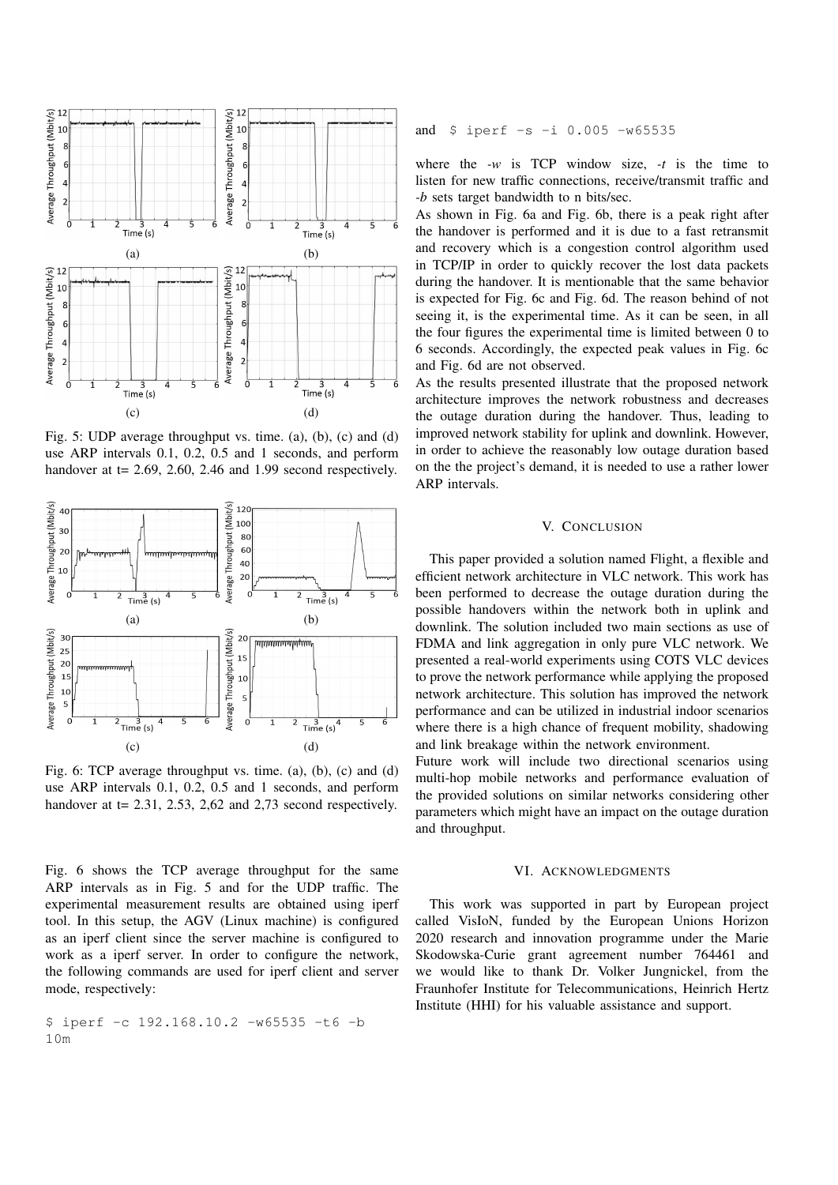Fig. 5: UDP average throughput vs. time. (a), (b), (c) and (d) use ARP intervals 0.1, 0.2, 0.5 and 1 seconds, and perform handover at t= 2.69, 2.60, 2.46 and 1.99 second respectively.

Fig. 6: TCP average throughput vs. time. (a), (b), (c) and (d) use ARP intervals 0.1, 0.2, 0.5 and 1 seconds, and perform handover at t= 2.31, 2.53, 2,62 and 2,73 second respectively.

Fig. 6 shows the TCP average throughput for the same ARP intervals as in Fig. 5 and for the UDP traffic. The experimental measurement results are obtained using iperf tool. In this setup, the AGV (Linux machine) is configured as an iperf client since the server machine is configured to work as a iperf server. In order to configure the network, the following commands are used for iperf client and server mode, respectively:

```
$ iperf -c 192.168.10.2 -w65535 -t6 -b 10m
```

and

```
$ iperf -s -i 0.005 -w65535
```

where the *-w* is TCP window size, *-t* is the time to listen for new traffic connections, receive/transmit traffic and *-b* sets target bandwidth to n bits/sec.

As shown in Fig. 6a and Fig. 6b, there is a peak right after the handover is performed and it is due to a fast retransmit and recovery which is a congestion control algorithm used in TCP/IP in order to quickly recover the lost data packets during the handover. It is mentionable that the same behavior is expected for Fig. 6c and Fig. 6d. The reason behind of not seeing it, is the experimental time. As it can be seen, in all the four figures the experimental time is limited between 0 to 6 seconds. Accordingly, the expected peak values in Fig. 6c and Fig. 6d are not observed.

As the results presented illustrate that the proposed network architecture improves the network robustness and decreases the outage duration during the handover. Thus, leading to improved network stability for uplink and downlink. However, in order to achieve the reasonably low outage duration based on the the project's demand, it is needed to use a rather lower ARP intervals.

## V. Conclusion

This paper provided a solution named Flight, a flexible and efficient network architecture in VLC network. This work has been performed to decrease the outage duration during the possible handovers within the network both in uplink and downlink. The solution included two main sections as use of FDMA and link aggregation in only pure VLC network. We presented a real-world experiments using COTS VLC devices to prove the network performance while applying the proposed network architecture. This solution has improved the network performance and can be utilized in industrial indoor scenarios where there is a high chance of frequent mobility, shadowing and link breakage within the network environment.

Future work will include two directional scenarios using multi-hop mobile networks and performance evaluation of the provided solutions on similar networks considering other parameters which might have an impact on the outage duration and throughput.

## VI. Acknowledgments

This work was supported in part by European project called VisIoN, funded by the European Unions Horizon 2020 research and innovation programme under the Marie Skodowska-Curie grant agreement number 764461 and we would like to thank Dr. Volker Jungnickel, from the Fraunhofer Institute for Telecommunications, Heinrich Hertz Institute (HHI) for his valuable assistance and support.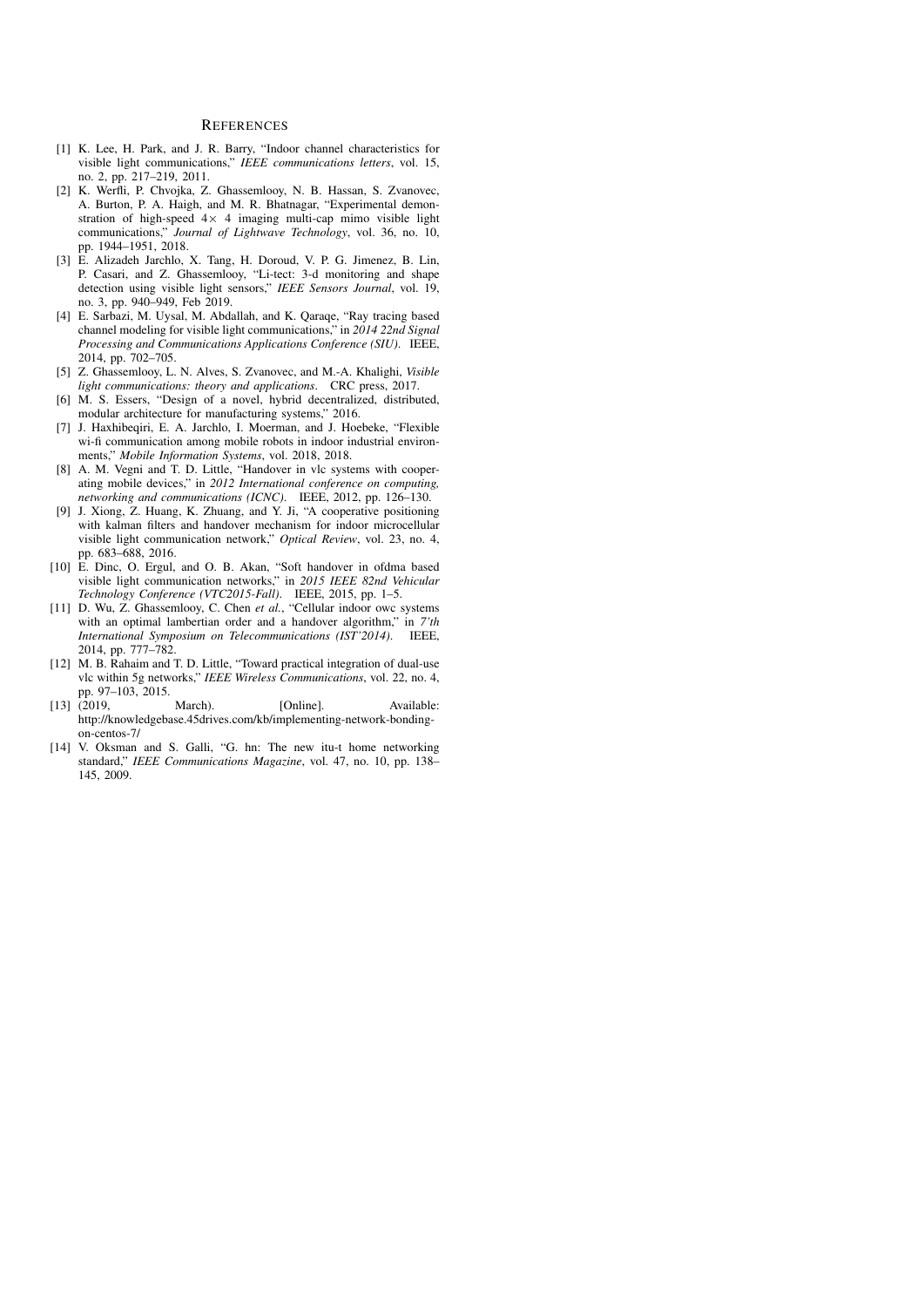## References

[1] K. Lee, H. Park, and J. R. Barry, "Indoor channel characteristics for visible light communications," *IEEE communications letters*, vol. 15, no. 2, pp. 217–219, 2011.

[2] K. Werfli, P. Chvojka, Z. Ghassemlooy, N. B. Hassan, S. Zvanovec, A. Burton, P. A. Haigh, and M. R. Bhatnagar, "Experimental demonstration of high-speed $4\times$ 4 imaging multi-cap mimo visible light communications," *Journal of Lightwave Technology*, vol. 36, no. 10, pp. 1944–1951, 2018.

[3] E. Alizadeh Jarchlo, X. Tang, H. Doroud, V. P. G. Jimenez, B. Lin, P. Casari, and Z. Ghassemlooy, "Li-tect: 3-d monitoring and shape detection using visible light sensors," *IEEE Sensors Journal*, vol. 19, no. 3, pp. 940–949, Feb 2019.

[4] E. Sarbazi, M. Uysal, M. Abdallah, and K. Qaraqe, "Ray tracing based channel modeling for visible light communications," in *2014 22nd Signal Processing and Communications Applications Conference (SIU)*. IEEE, 2014, pp. 702–705.

[5] Z. Ghassemlooy, L. N. Alves, S. Zvanovec, and M.-A. Khalighi, *Visible light communications: theory and applications*. CRC press, 2017.

[6] M. S. Essers, "Design of a novel, hybrid decentralized, distributed, modular architecture for manufacturing systems," 2016.

[7] J. Haxhibeqiri, E. A. Jarchlo, I. Moerman, and J. Hoebeke, "Flexible wi-fi communication among mobile robots in indoor industrial environments," *Mobile Information Systems*, vol. 2018, 2018.

[8] A. M. Vegni and T. D. Little, "Handover in vlc systems with cooperating mobile devices," in *2012 International conference on computing, networking and communications (ICNC)*. IEEE, 2012, pp. 126–130.

[9] J. Xiong, Z. Huang, K. Zhuang, and Y. Ji, "A cooperative positioning with kalman filters and handover mechanism for indoor microcellular visible light communication network," *Optical Review*, vol. 23, no. 4, pp. 683–688, 2016.

[10] E. Dinc, O. Ergul, and O. B. Akan, "Soft handover in ofdma based visible light communication networks," in *2015 IEEE 82nd Vehicular Technology Conference (VTC2015-Fall)*. IEEE, 2015, pp. 1–5.

[11] D. Wu, Z. Ghassemlooy, C. Chen *et al.*, "Cellular indoor owc systems with an optimal lambertian order and a handover algorithm," in *7'th International Symposium on Telecommunications (IST'2014)*. IEEE, 2014, pp. 777–782.

[12] M. B. Rahaim and T. D. Little, "Toward practical integration of dual-use vlc within 5g networks," *IEEE Wireless Communications*, vol. 22, no. 4, pp. 97–103, 2015.

[13] (2019, March). [Online]. Available: http://knowledgebase.45drives.com/kb/implementing-network-bonding-on-centos-7/

[14] V. Oksman and S. Galli, "G. hn: The new itu-t home networking standard," *IEEE Communications Magazine*, vol. 47, no. 10, pp. 138–145, 2009.